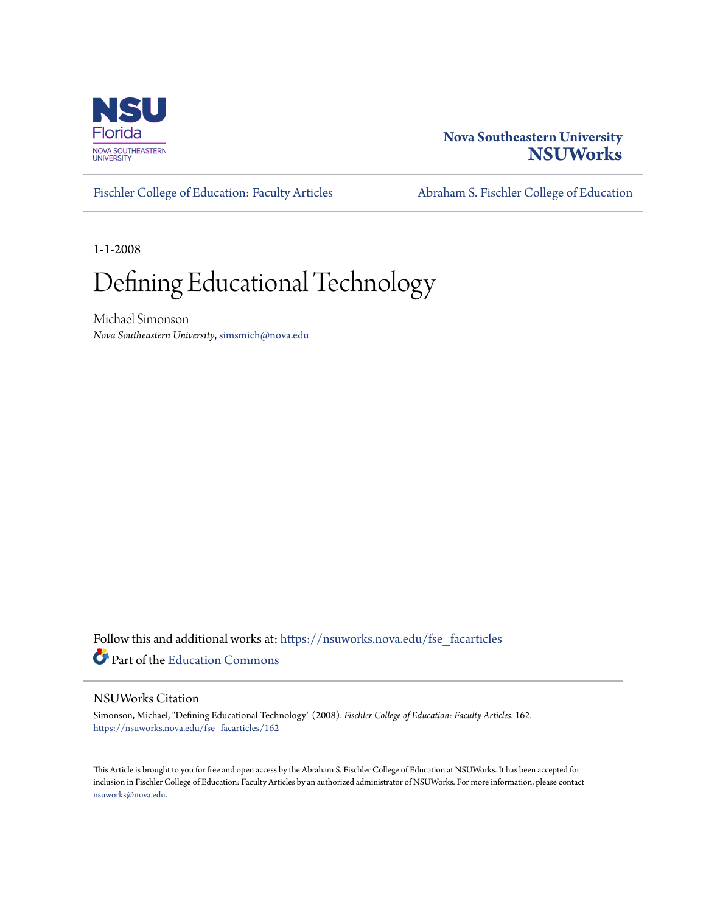Nova Southeastern University
**NSUWorks**

Fischler College of Education: Faculty Articles

Abraham S. Fischler College of Education

1-1-2008

# Defining Educational Technology

Michael Simonson
*Nova Southeastern University*, simsmich@nova.edu

Follow this and additional works at: https://nsuworks.nova.edu/fse_facarticles

Part of the Education Commons

## NSUWorks Citation

Simonson, Michael, "Defining Educational Technology" (2008). *Fischler College of Education: Faculty Articles*. 162.
https://nsuworks.nova.edu/fse_facarticles/162

This Article is brought to you for free and open access by the Abraham S. Fischler College of Education at NSUWorks. It has been accepted for inclusion in Fischler College of Education: Faculty Articles by an authorized administrator of NSUWorks. For more information, please contact nsuworks@nova.edu.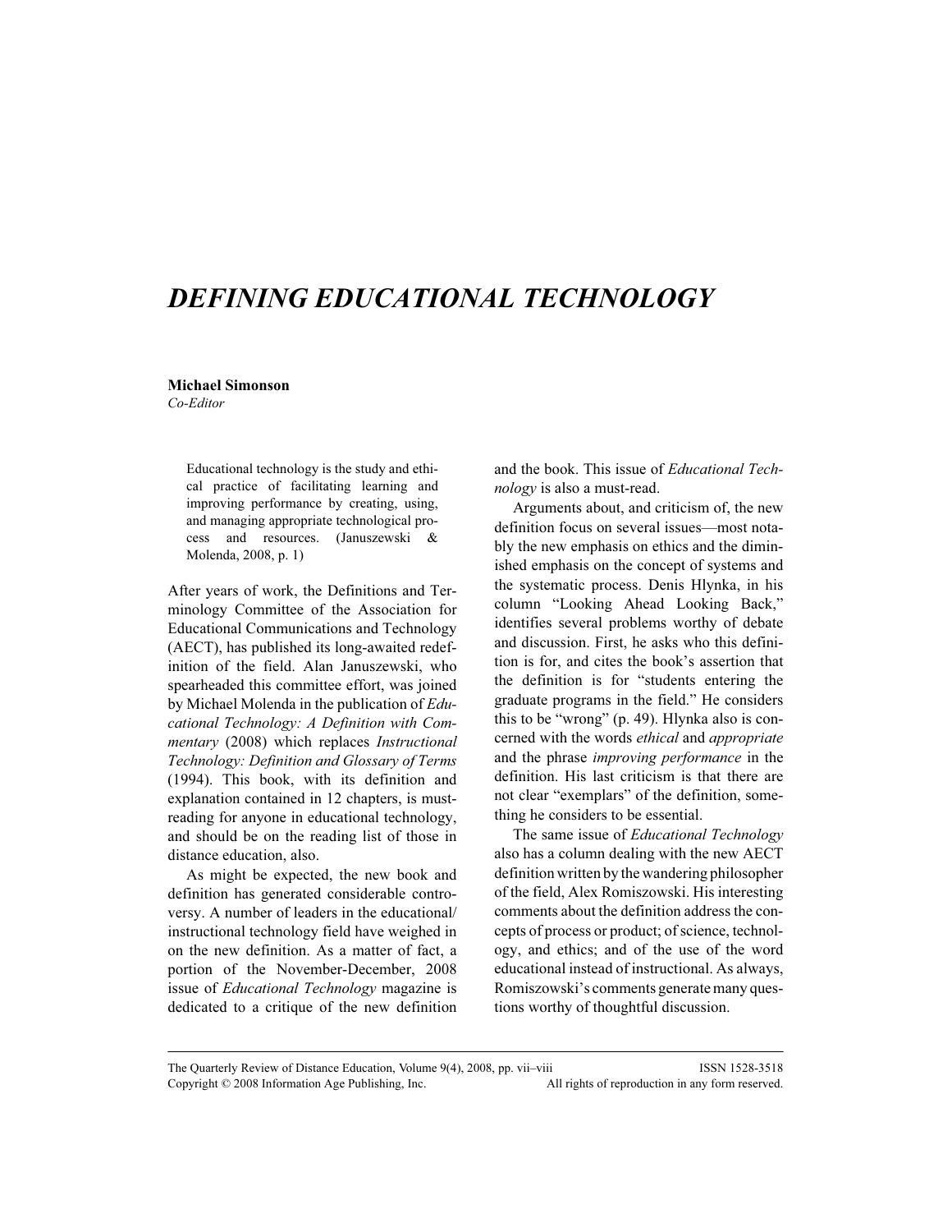# DEFINING EDUCATIONAL TECHNOLOGY

**Michael Simonson**
*Co-Editor*

> Educational technology is the study and ethical practice of facilitating learning and improving performance by creating, using, and managing appropriate technological process and resources. (Januszewski & Molenda, 2008, p. 1)

After years of work, the Definitions and Terminology Committee of the Association for Educational Communications and Technology (AECT), has published its long-awaited redefinition of the field. Alan Januszewski, who spearheaded this committee effort, was joined by Michael Molenda in the publication of *Educational Technology: A Definition with Commentary* (2008) which replaces *Instructional Technology: Definition and Glossary of Terms* (1994). This book, with its definition and explanation contained in 12 chapters, is must-reading for anyone in educational technology, and should be on the reading list of those in distance education, also.

As might be expected, the new book and definition has generated considerable controversy. A number of leaders in the educational/instructional technology field have weighed in on the new definition. As a matter of fact, a portion of the November-December, 2008 issue of *Educational Technology* magazine is dedicated to a critique of the new definition and the book. This issue of *Educational Technology* is also a must-read.

Arguments about, and criticism of, the new definition focus on several issues—most notably the new emphasis on ethics and the diminished emphasis on the concept of systems and the systematic process. Denis Hlynka, in his column "Looking Ahead Looking Back," identifies several problems worthy of debate and discussion. First, he asks who this definition is for, and cites the book's assertion that the definition is for "students entering the graduate programs in the field." He considers this to be "wrong" (p. 49). Hlynka also is concerned with the words *ethical* and *appropriate* and the phrase *improving performance* in the definition. His last criticism is that there are not clear "exemplars" of the definition, something he considers to be essential.

The same issue of *Educational Technology* also has a column dealing with the new AECT definition written by the wandering philosopher of the field, Alex Romiszowski. His interesting comments about the definition address the concepts of process or product; of science, technology, and ethics; and of the use of the word educational instead of instructional. As always, Romiszowski's comments generate many questions worthy of thoughtful discussion.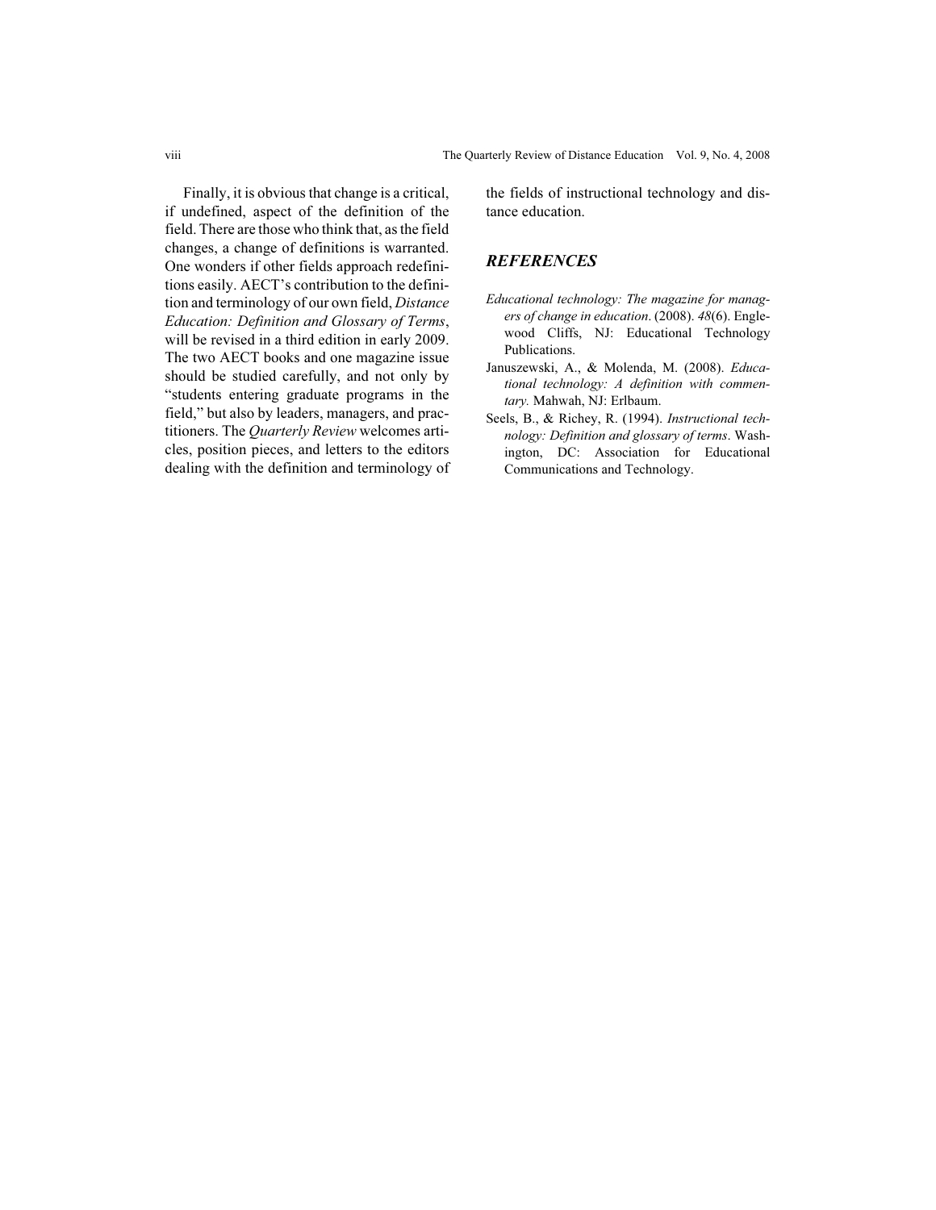Finally, it is obvious that change is a critical, if undefined, aspect of the definition of the field. There are those who think that, as the field changes, a change of definitions is warranted. One wonders if other fields approach redefinitions easily. AECT's contribution to the definition and terminology of our own field, *Distance Education: Definition and Glossary of Terms*, will be revised in a third edition in early 2009. The two AECT books and one magazine issue should be studied carefully, and not only by "students entering graduate programs in the field," but also by leaders, managers, and practitioners. The *Quarterly Review* welcomes articles, position pieces, and letters to the editors dealing with the definition and terminology of the fields of instructional technology and distance education.

## REFERENCES

*Educational technology: The magazine for managers of change in education*. (2008). *48*(6). Englewood Cliffs, NJ: Educational Technology Publications.

Januszewski, A., & Molenda, M. (2008). *Educational technology: A definition with commentary.* Mahwah, NJ: Erlbaum.

Seels, B., & Richey, R. (1994). *Instructional technology: Definition and glossary of terms*. Washington, DC: Association for Educational Communications and Technology.